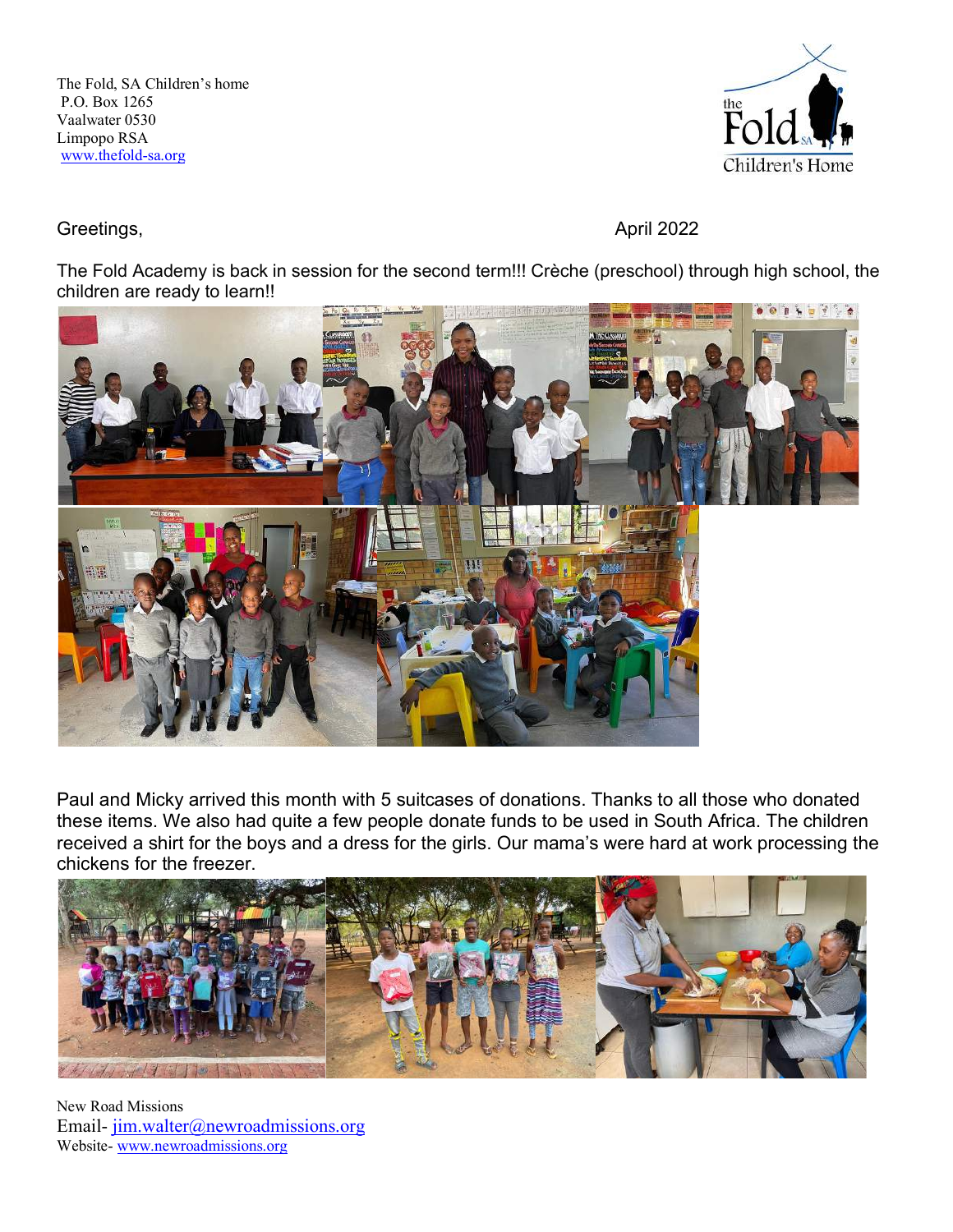The Fold, SA Children's home
P.O. Box 1265
Vaalwater 0530
Limpopo RSA
www.thefold-sa.org

the Fold SA Children's Home

Greetings,

April 2022

The Fold Academy is back in session for the second term!!! Crèche (preschool) through high school, the children are ready to learn!!

Paul and Micky arrived this month with 5 suitcases of donations. Thanks to all those who donated these items. We also had quite a few people donate funds to be used in South Africa. The children received a shirt for the boys and a dress for the girls. Our mama's were hard at work processing the chickens for the freezer.

New Road Missions
Email- jim.walter@newroadmissions.org
Website- www.newroadmissions.org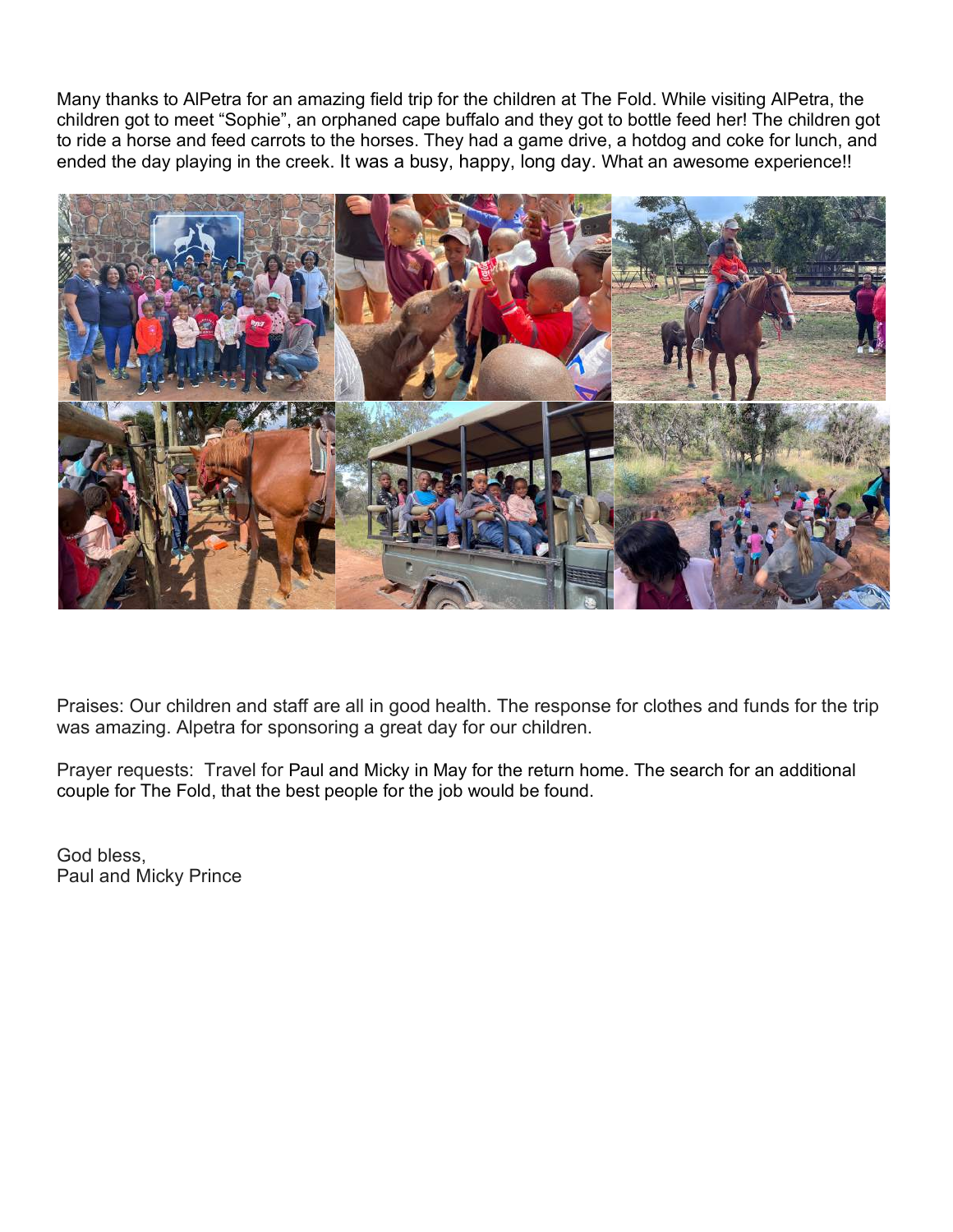Many thanks to AlPetra for an amazing field trip for the children at The Fold. While visiting AlPetra, the children got to meet "Sophie", an orphaned cape buffalo and they got to bottle feed her! The children got to ride a horse and feed carrots to the horses. They had a game drive, a hotdog and coke for lunch, and ended the day playing in the creek. It was a busy, happy, long day. What an awesome experience!!

Praises: Our children and staff are all in good health. The response for clothes and funds for the trip was amazing. Alpetra for sponsoring a great day for our children.

Prayer requests: Travel for Paul and Micky in May for the return home. The search for an additional couple for The Fold, that the best people for the job would be found.

God bless,
Paul and Micky Prince